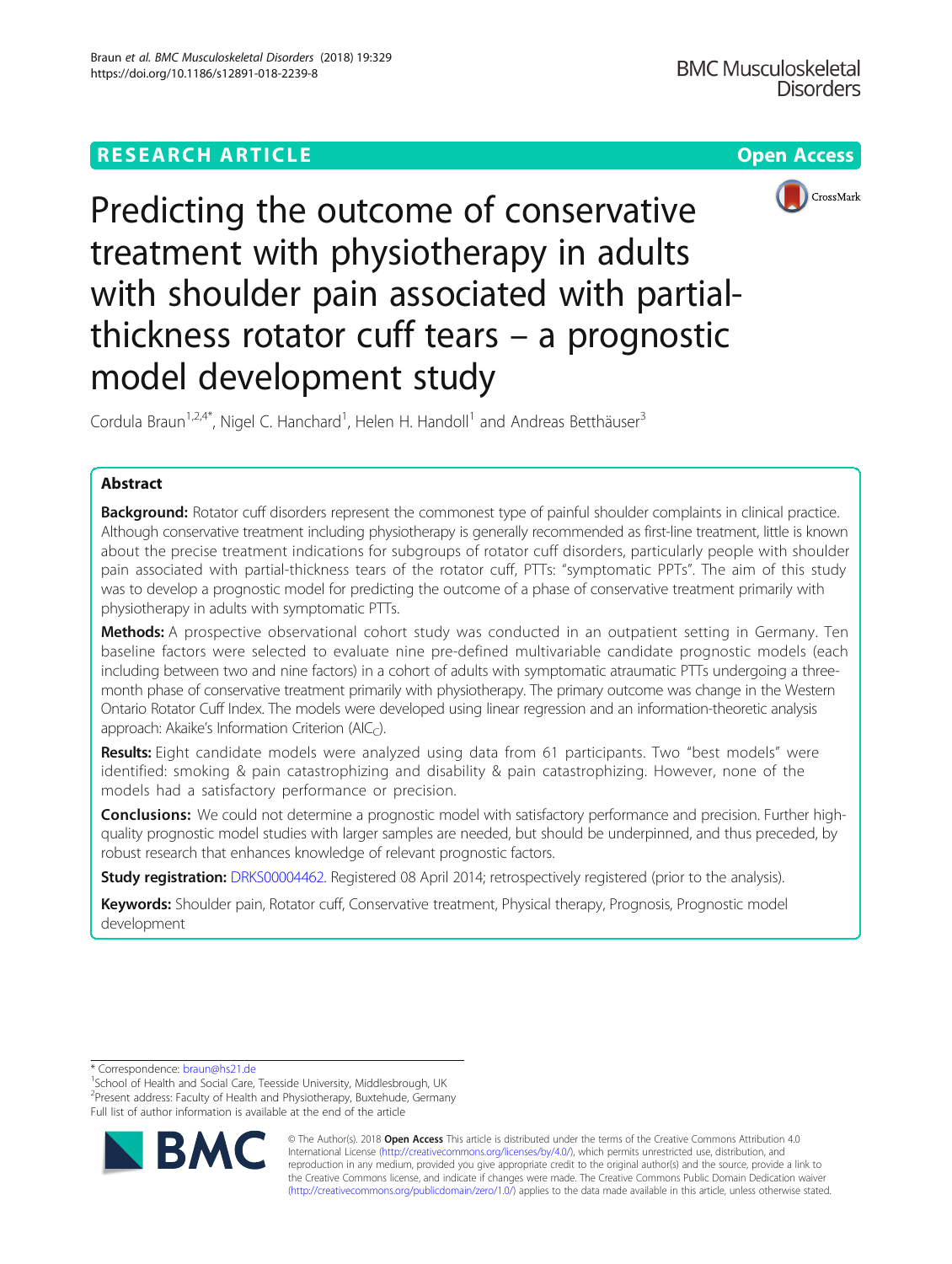RESEARCH ARTICLE

Open Access

# Predicting the outcome of conservative treatment with physiotherapy in adults with shoulder pain associated with partial-thickness rotator cuff tears – a prognostic model development study

Cordula Braun[1,2,4*], Nigel C. Hanchard[1], Helen H. Handoll[1] and Andreas Betthäuser[3]

## Abstract

**Background:** Rotator cuff disorders represent the commonest type of painful shoulder complaints in clinical practice. Although conservative treatment including physiotherapy is generally recommended as first-line treatment, little is known about the precise treatment indications for subgroups of rotator cuff disorders, particularly people with shoulder pain associated with partial-thickness tears of the rotator cuff, PTTs: "symptomatic PPTs". The aim of this study was to develop a prognostic model for predicting the outcome of a phase of conservative treatment primarily with physiotherapy in adults with symptomatic PTTs.

**Methods:** A prospective observational cohort study was conducted in an outpatient setting in Germany. Ten baseline factors were selected to evaluate nine pre-defined multivariable candidate prognostic models (each including between two and nine factors) in a cohort of adults with symptomatic atraumatic PTTs undergoing a three-month phase of conservative treatment primarily with physiotherapy. The primary outcome was change in the Western Ontario Rotator Cuff Index. The models were developed using linear regression and an information-theoretic analysis approach: Akaike's Information Criterion ($AIC_C$).

**Results:** Eight candidate models were analyzed using data from 61 participants. Two "best models" were identified: smoking & pain catastrophizing and disability & pain catastrophizing. However, none of the models had a satisfactory performance or precision.

**Conclusions:** We could not determine a prognostic model with satisfactory performance and precision. Further high-quality prognostic model studies with larger samples are needed, but should be underpinned, and thus preceded, by robust research that enhances knowledge of relevant prognostic factors.

**Study registration:** DRKS00004462. Registered 08 April 2014; retrospectively registered (prior to the analysis).

**Keywords:** Shoulder pain, Rotator cuff, Conservative treatment, Physical therapy, Prognosis, Prognostic model development

\* Correspondence: braun@hs21.de
[1]School of Health and Social Care, Teesside University, Middlesbrough, UK
[2]Present address: Faculty of Health and Physiotherapy, Buxtehude, Germany
Full list of author information is available at the end of the article

© The Author(s). 2018 **Open Access** This article is distributed under the terms of the Creative Commons Attribution 4.0 International License (http://creativecommons.org/licenses/by/4.0/), which permits unrestricted use, distribution, and reproduction in any medium, provided you give appropriate credit to the original author(s) and the source, provide a link to the Creative Commons license, and indicate if changes were made. The Creative Commons Public Domain Dedication waiver (http://creativecommons.org/publicdomain/zero/1.0/) applies to the data made available in this article, unless otherwise stated.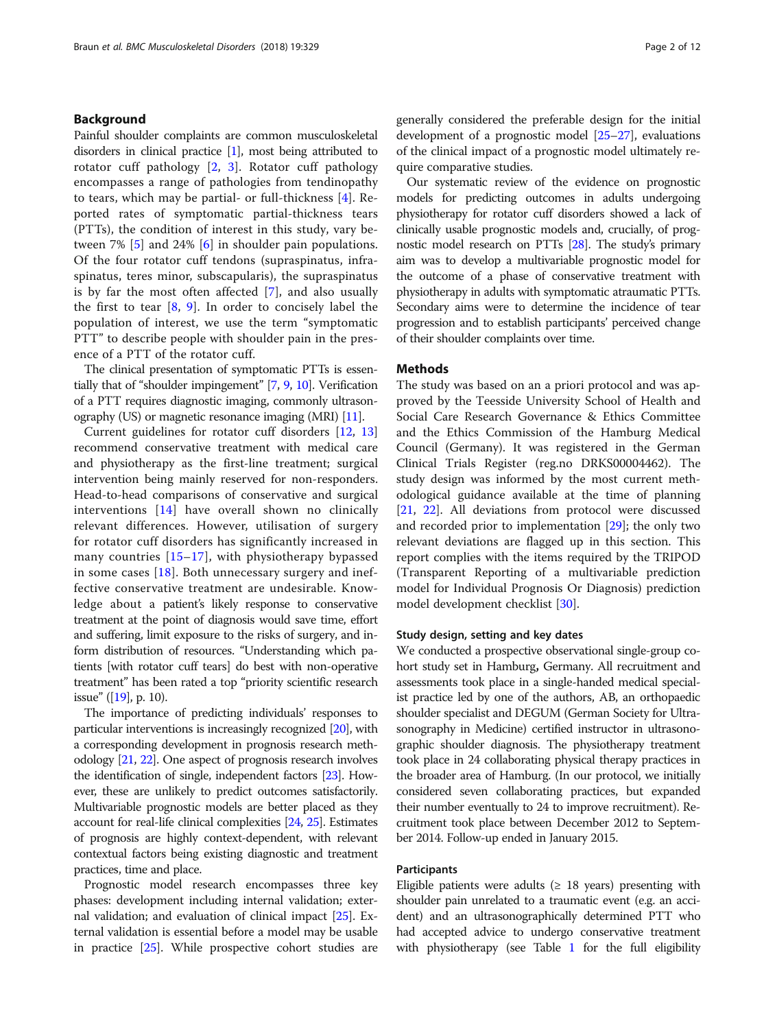## Background

Painful shoulder complaints are common musculoskeletal disorders in clinical practice [1], most being attributed to rotator cuff pathology [2, 3]. Rotator cuff pathology encompasses a range of pathologies from tendinopathy to tears, which may be partial- or full-thickness [4]. Reported rates of symptomatic partial-thickness tears (PTTs), the condition of interest in this study, vary between 7% [5] and 24% [6] in shoulder pain populations. Of the four rotator cuff tendons (supraspinatus, infraspinatus, teres minor, subscapularis), the supraspinatus is by far the most often affected [7], and also usually the first to tear [8, 9]. In order to concisely label the population of interest, we use the term "symptomatic PTT" to describe people with shoulder pain in the presence of a PTT of the rotator cuff.

The clinical presentation of symptomatic PTTs is essentially that of "shoulder impingement" [7, 9, 10]. Verification of a PTT requires diagnostic imaging, commonly ultrasonography (US) or magnetic resonance imaging (MRI) [11].

Current guidelines for rotator cuff disorders [12, 13] recommend conservative treatment with medical care and physiotherapy as the first-line treatment; surgical intervention being mainly reserved for non-responders. Head-to-head comparisons of conservative and surgical interventions [14] have overall shown no clinically relevant differences. However, utilisation of surgery for rotator cuff disorders has significantly increased in many countries [15–17], with physiotherapy bypassed in some cases [18]. Both unnecessary surgery and ineffective conservative treatment are undesirable. Knowledge about a patient's likely response to conservative treatment at the point of diagnosis would save time, effort and suffering, limit exposure to the risks of surgery, and inform distribution of resources. "Understanding which patients [with rotator cuff tears] do best with non-operative treatment" has been rated a top "priority scientific research issue" ([19], p. 10).

The importance of predicting individuals' responses to particular interventions is increasingly recognized [20], with a corresponding development in prognosis research methodology [21, 22]. One aspect of prognosis research involves the identification of single, independent factors [23]. However, these are unlikely to predict outcomes satisfactorily. Multivariable prognostic models are better placed as they account for real-life clinical complexities [24, 25]. Estimates of prognosis are highly context-dependent, with relevant contextual factors being existing diagnostic and treatment practices, time and place.

Prognostic model research encompasses three key phases: development including internal validation; external validation; and evaluation of clinical impact [25]. External validation is essential before a model may be usable in practice [25]. While prospective cohort studies are generally considered the preferable design for the initial development of a prognostic model [25–27], evaluations of the clinical impact of a prognostic model ultimately require comparative studies.

Our systematic review of the evidence on prognostic models for predicting outcomes in adults undergoing physiotherapy for rotator cuff disorders showed a lack of clinically usable prognostic models and, crucially, of prognostic model research on PTTs [28]. The study's primary aim was to develop a multivariable prognostic model for the outcome of a phase of conservative treatment with physiotherapy in adults with symptomatic atraumatic PTTs. Secondary aims were to determine the incidence of tear progression and to establish participants' perceived change of their shoulder complaints over time.

## Methods

The study was based on an a priori protocol and was approved by the Teesside University School of Health and Social Care Research Governance & Ethics Committee and the Ethics Commission of the Hamburg Medical Council (Germany). It was registered in the German Clinical Trials Register (reg.no DRKS00004462). The study design was informed by the most current methodological guidance available at the time of planning [21, 22]. All deviations from protocol were discussed and recorded prior to implementation [29]; the only two relevant deviations are flagged up in this section. This report complies with the items required by the TRIPOD (Transparent Reporting of a multivariable prediction model for Individual Prognosis Or Diagnosis) prediction model development checklist [30].

### Study design, setting and key dates

We conducted a prospective observational single-group cohort study set in Hamburg, Germany. All recruitment and assessments took place in a single-handed medical specialist practice led by one of the authors, AB, an orthopaedic shoulder specialist and DEGUM (German Society for Ultrasonography in Medicine) certified instructor in ultrasonographic shoulder diagnosis. The physiotherapy treatment took place in 24 collaborating physical therapy practices in the broader area of Hamburg. (In our protocol, we initially considered seven collaborating practices, but expanded their number eventually to 24 to improve recruitment). Recruitment took place between December 2012 to September 2014. Follow-up ended in January 2015.

### Participants

Eligible patients were adults (≥ 18 years) presenting with shoulder pain unrelated to a traumatic event (e.g. an accident) and an ultrasonographically determined PTT who had accepted advice to undergo conservative treatment with physiotherapy (see Table 1 for the full eligibility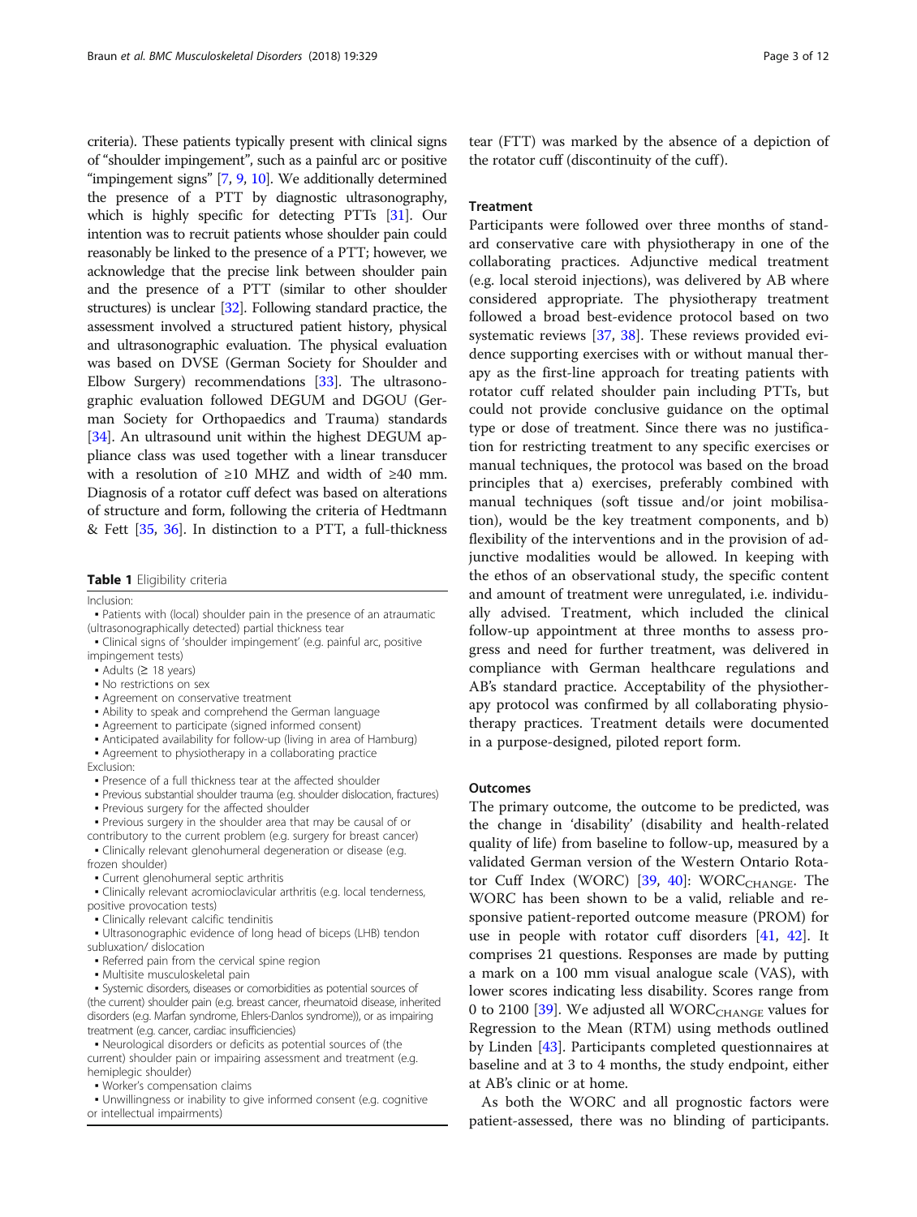criteria). These patients typically present with clinical signs of "shoulder impingement", such as a painful arc or positive "impingement signs" [7, 9, 10]. We additionally determined the presence of a PTT by diagnostic ultrasonography, which is highly specific for detecting PTTs [31]. Our intention was to recruit patients whose shoulder pain could reasonably be linked to the presence of a PTT; however, we acknowledge that the precise link between shoulder pain and the presence of a PTT (similar to other shoulder structures) is unclear [32]. Following standard practice, the assessment involved a structured patient history, physical and ultrasonographic evaluation. The physical evaluation was based on DVSE (German Society for Shoulder and Elbow Surgery) recommendations [33]. The ultrasonographic evaluation followed DEGUM and DGOU (German Society for Orthopaedics and Trauma) standards [34]. An ultrasound unit within the highest DEGUM appliance class was used together with a linear transducer with a resolution of ≥10 MHZ and width of ≥40 mm. Diagnosis of a rotator cuff defect was based on alterations of structure and form, following the criteria of Hedtmann & Fett [35, 36]. In distinction to a PTT, a full-thickness tear (FTT) was marked by the absence of a depiction of the rotator cuff (discontinuity of the cuff).

**Table 1** Eligibility criteria

| |
|---|
| Inclusion: |
| ▪ Patients with (local) shoulder pain in the presence of an atraumatic (ultrasonographically detected) partial thickness tear |
| ▪ Clinical signs of 'shoulder impingement' (e.g. painful arc, positive impingement tests) |
| ▪ Adults (≥ 18 years) |
| ▪ No restrictions on sex |
| ▪ Agreement on conservative treatment |
| ▪ Ability to speak and comprehend the German language |
| ▪ Agreement to participate (signed informed consent) |
| ▪ Anticipated availability for follow-up (living in area of Hamburg) |
| ▪ Agreement to physiotherapy in a collaborating practice |
| Exclusion: |
| ▪ Presence of a full thickness tear at the affected shoulder |
| ▪ Previous substantial shoulder trauma (e.g. shoulder dislocation, fractures) |
| ▪ Previous surgery for the affected shoulder |
| ▪ Previous surgery in the shoulder area that may be causal of or contributory to the current problem (e.g. surgery for breast cancer) |
| ▪ Clinically relevant glenohumeral degeneration or disease (e.g. frozen shoulder) |
| ▪ Current glenohumeral septic arthritis |
| ▪ Clinically relevant acromioclavicular arthritis (e.g. local tenderness, positive provocation tests) |
| ▪ Clinically relevant calcific tendinitis |
| ▪ Ultrasonographic evidence of long head of biceps (LHB) tendon subluxation/ dislocation |
| ▪ Referred pain from the cervical spine region |
| ▪ Multisite musculoskeletal pain |
| ▪ Systemic disorders, diseases or comorbidities as potential sources of (the current) shoulder pain (e.g. breast cancer, rheumatoid disease, inherited disorders (e.g. Marfan syndrome, Ehlers-Danlos syndrome)), or as impairing treatment (e.g. cancer, cardiac insufficiencies) |
| ▪ Neurological disorders or deficits as potential sources of (the current) shoulder pain or impairing assessment and treatment (e.g. hemiplegic shoulder) |
| ▪ Worker's compensation claims |
| ▪ Unwillingness or inability to give informed consent (e.g. cognitive or intellectual impairments) |

### Treatment

Participants were followed over three months of standard conservative care with physiotherapy in one of the collaborating practices. Adjunctive medical treatment (e.g. local steroid injections), was delivered by AB where considered appropriate. The physiotherapy treatment followed a broad best-evidence protocol based on two systematic reviews [37, 38]. These reviews provided evidence supporting exercises with or without manual therapy as the first-line approach for treating patients with rotator cuff related shoulder pain including PTTs, but could not provide conclusive guidance on the optimal type or dose of treatment. Since there was no justification for restricting treatment to any specific exercises or manual techniques, the protocol was based on the broad principles that a) exercises, preferably combined with manual techniques (soft tissue and/or joint mobilisation), would be the key treatment components, and b) flexibility of the interventions and in the provision of adjunctive modalities would be allowed. In keeping with the ethos of an observational study, the specific content and amount of treatment were unregulated, i.e. individually advised. Treatment, which included the clinical follow-up appointment at three months to assess progress and need for further treatment, was delivered in compliance with German healthcare regulations and AB's standard practice. Acceptability of the physiotherapy protocol was confirmed by all collaborating physiotherapy practices. Treatment details were documented in a purpose-designed, piloted report form.

### Outcomes

The primary outcome, the outcome to be predicted, was the change in 'disability' (disability and health-related quality of life) from baseline to follow-up, measured by a validated German version of the Western Ontario Rotator Cuff Index (WORC) [39, 40]: $WORC_{CHANGE}$. The WORC has been shown to be a valid, reliable and responsive patient-reported outcome measure (PROM) for use in people with rotator cuff disorders [41, 42]. It comprises 21 questions. Responses are made by putting a mark on a 100 mm visual analogue scale (VAS), with lower scores indicating less disability. Scores range from 0 to 2100 [39]. We adjusted all $WORC_{CHANGE}$ values for Regression to the Mean (RTM) using methods outlined by Linden [43]. Participants completed questionnaires at baseline and at 3 to 4 months, the study endpoint, either at AB's clinic or at home.

As both the WORC and all prognostic factors were patient-assessed, there was no blinding of participants.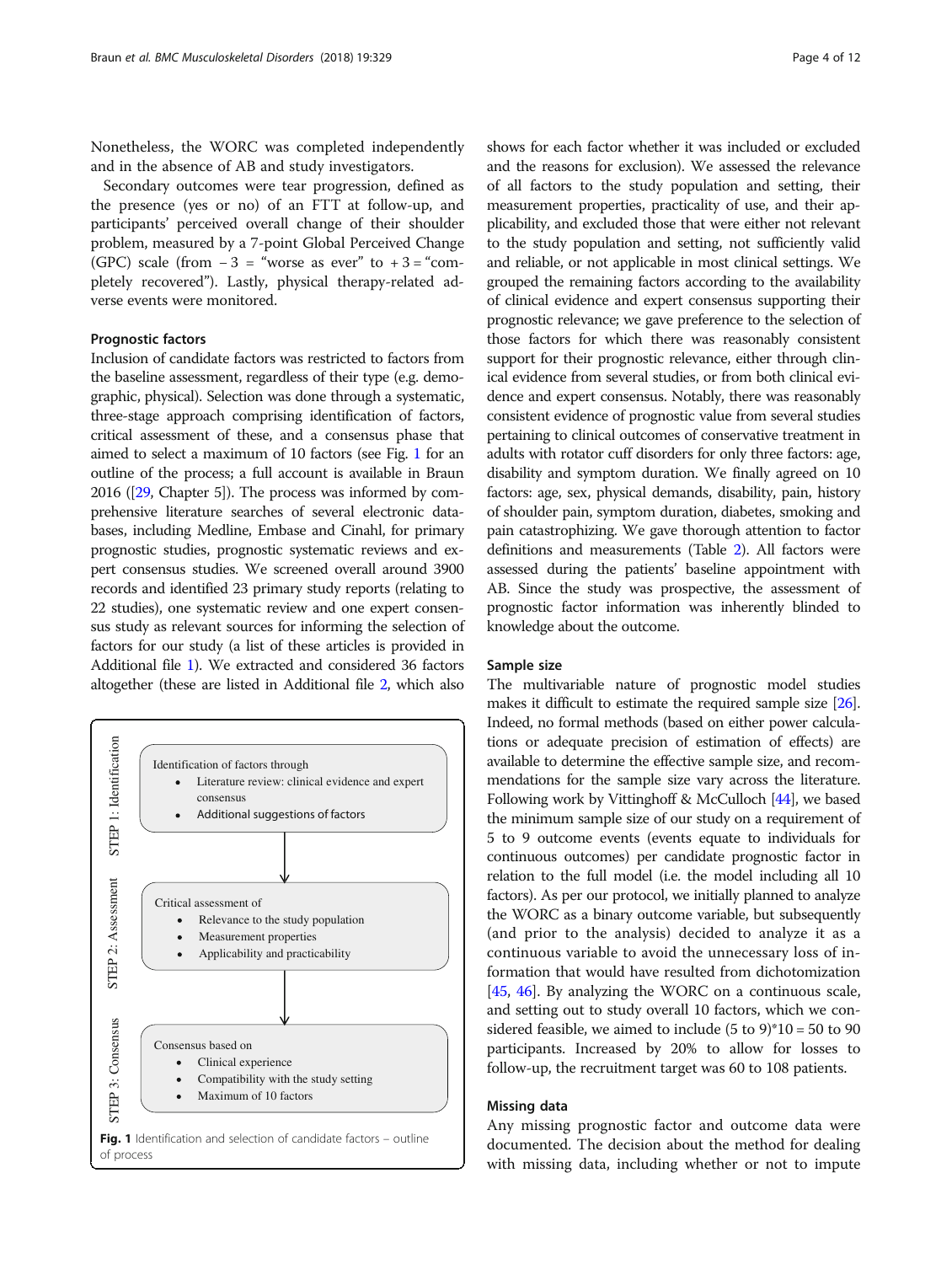Nonetheless, the WORC was completed independently and in the absence of AB and study investigators.

Secondary outcomes were tear progression, defined as the presence (yes or no) of an FTT at follow-up, and participants' perceived overall change of their shoulder problem, measured by a 7-point Global Perceived Change (GPC) scale (from − 3 = "worse as ever" to + 3 = "completely recovered"). Lastly, physical therapy-related adverse events were monitored.

### Prognostic factors

Inclusion of candidate factors was restricted to factors from the baseline assessment, regardless of their type (e.g. demographic, physical). Selection was done through a systematic, three-stage approach comprising identification of factors, critical assessment of these, and a consensus phase that aimed to select a maximum of 10 factors (see Fig. 1 for an outline of the process; a full account is available in Braun 2016 ([29, Chapter 5]). The process was informed by comprehensive literature searches of several electronic databases, including Medline, Embase and Cinahl, for primary prognostic studies, prognostic systematic reviews and expert consensus studies. We screened overall around 3900 records and identified 23 primary study reports (relating to 22 studies), one systematic review and one expert consensus study as relevant sources for informing the selection of factors for our study (a list of these articles is provided in Additional file 1). We extracted and considered 36 factors altogether (these are listed in Additional file 2, which also shows for each factor whether it was included or excluded and the reasons for exclusion). We assessed the relevance of all factors to the study population and setting, their measurement properties, practicality of use, and their applicability, and excluded those that were either not relevant to the study population and setting, not sufficiently valid and reliable, or not applicable in most clinical settings. We grouped the remaining factors according to the availability of clinical evidence and expert consensus supporting their prognostic relevance; we gave preference to the selection of those factors for which there was reasonably consistent support for their prognostic relevance, either through clinical evidence from several studies, or from both clinical evidence and expert consensus. Notably, there was reasonably consistent evidence of prognostic value from several studies pertaining to clinical outcomes of conservative treatment in adults with rotator cuff disorders for only three factors: age, disability and symptom duration. We finally agreed on 10 factors: age, sex, physical demands, disability, pain, history of shoulder pain, symptom duration, diabetes, smoking and pain catastrophizing. We gave thorough attention to factor definitions and measurements (Table 2). All factors were assessed during the patients' baseline appointment with AB. Since the study was prospective, the assessment of prognostic factor information was inherently blinded to knowledge about the outcome.

STEP 1: Identification

- Identification of factors through
  - Literature review: clinical evidence and expert consensus
  - Additional suggestions of factors

STEP 2: Assessment

- Critical assessment of
  - Relevance to the study population
  - Measurement properties
  - Applicability and practicability

STEP 3: Consensus

- Consensus based on
  - Clinical experience
  - Compatibility with the study setting
  - Maximum of 10 factors

**Fig. 1** Identification and selection of candidate factors – outline of process

### Sample size

The multivariable nature of prognostic model studies makes it difficult to estimate the required sample size [26]. Indeed, no formal methods (based on either power calculations or adequate precision of estimation of effects) are available to determine the effective sample size, and recommendations for the sample size vary across the literature. Following work by Vittinghoff & McCulloch [44], we based the minimum sample size of our study on a requirement of 5 to 9 outcome events (events equate to individuals for continuous outcomes) per candidate prognostic factor in relation to the full model (i.e. the model including all 10 factors). As per our protocol, we initially planned to analyze the WORC as a binary outcome variable, but subsequently (and prior to the analysis) decided to analyze it as a continuous variable to avoid the unnecessary loss of information that would have resulted from dichotomization [45, 46]. By analyzing the WORC on a continuous scale, and setting out to study overall 10 factors, which we considered feasible, we aimed to include $(5 \text{ to } 9) * 10 = 50 \text{ to } 90$ participants. Increased by 20% to allow for losses to follow-up, the recruitment target was 60 to 108 patients.

### Missing data

Any missing prognostic factor and outcome data were documented. The decision about the method for dealing with missing data, including whether or not to impute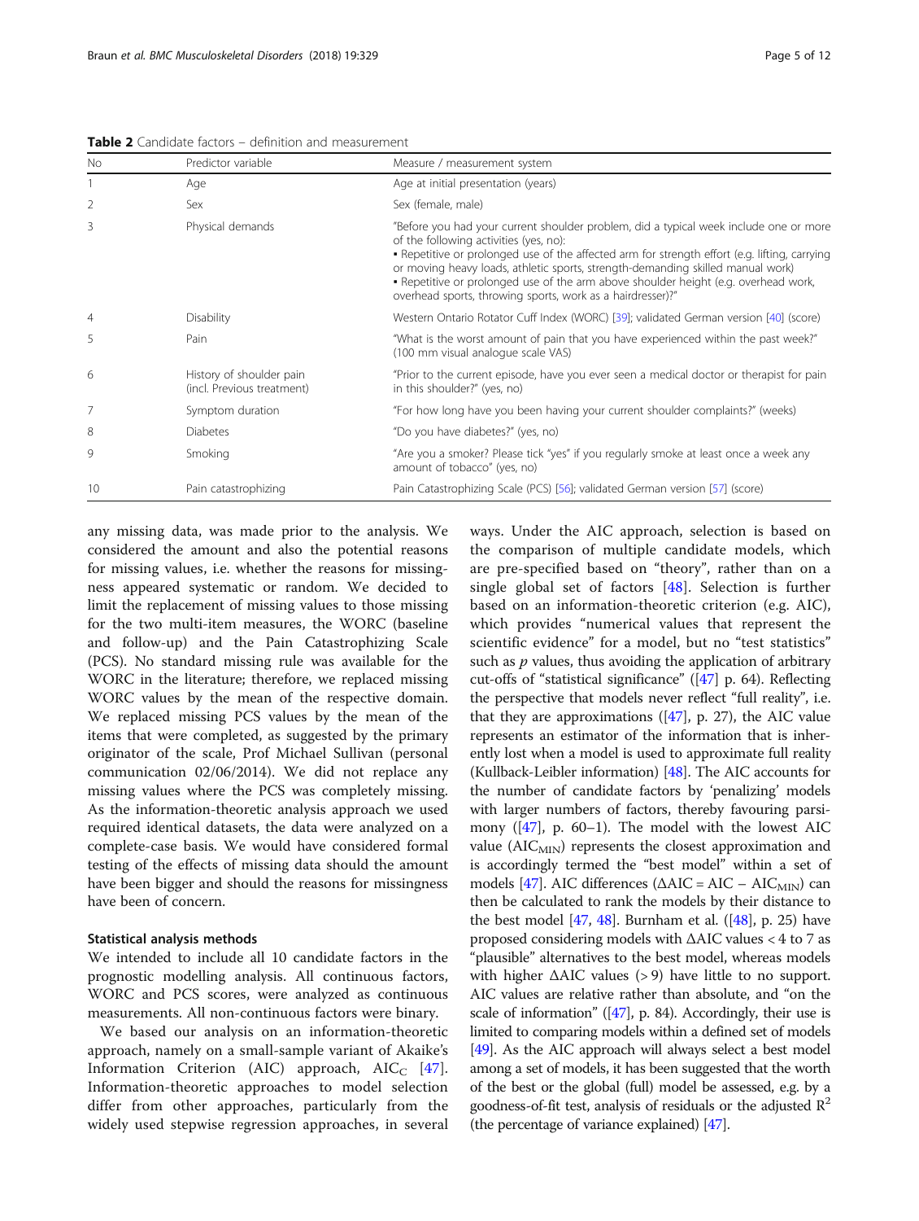**Table 2** Candidate factors – definition and measurement

| No | Predictor variable | Measure / measurement system |
|---|---|---|
| 1 | Age | Age at initial presentation (years) |
| 2 | Sex | Sex (female, male) |
| 3 | Physical demands | "Before you had your current shoulder problem, did a typical week include one or more of the following activities (yes, no): • Repetitive or prolonged use of the affected arm for strength effort (e.g. lifting, carrying or moving heavy loads, athletic sports, strength-demanding skilled manual work) • Repetitive or prolonged use of the arm above shoulder height (e.g. overhead work, overhead sports, throwing sports, work as a hairdresser)?" |
| 4 | Disability | Western Ontario Rotator Cuff Index (WORC) [39]; validated German version [40] (score) |
| 5 | Pain | "What is the worst amount of pain that you have experienced within the past week?" (100 mm visual analogue scale VAS) |
| 6 | History of shoulder pain (incl. Previous treatment) | "Prior to the current episode, have you ever seen a medical doctor or therapist for pain in this shoulder?" (yes, no) |
| 7 | Symptom duration | "For how long have you been having your current shoulder complaints?" (weeks) |
| 8 | Diabetes | "Do you have diabetes?" (yes, no) |
| 9 | Smoking | "Are you a smoker? Please tick "yes" if you regularly smoke at least once a week any amount of tobacco" (yes, no) |
| 10 | Pain catastrophizing | Pain Catastrophizing Scale (PCS) [56]; validated German version [57] (score) |

any missing data, was made prior to the analysis. We considered the amount and also the potential reasons for missing values, i.e. whether the reasons for missingness appeared systematic or random. We decided to limit the replacement of missing values to those missing for the two multi-item measures, the WORC (baseline and follow-up) and the Pain Catastrophizing Scale (PCS). No standard missing rule was available for the WORC in the literature; therefore, we replaced missing WORC values by the mean of the respective domain. We replaced missing PCS values by the mean of the items that were completed, as suggested by the primary originator of the scale, Prof Michael Sullivan (personal communication 02/06/2014). We did not replace any missing values where the PCS was completely missing. As the information-theoretic analysis approach we used required identical datasets, the data were analyzed on a complete-case basis. We would have considered formal testing of the effects of missing data should the amount have been bigger and should the reasons for missingness have been of concern.

### Statistical analysis methods

We intended to include all 10 candidate factors in the prognostic modelling analysis. All continuous factors, WORC and PCS scores, were analyzed as continuous measurements. All non-continuous factors were binary.

We based our analysis on an information-theoretic approach, namely on a small-sample variant of Akaike's Information Criterion (AIC) approach, $AIC_C$ [47]. Information-theoretic approaches to model selection differ from other approaches, particularly from the widely used stepwise regression approaches, in several ways. Under the AIC approach, selection is based on the comparison of multiple candidate models, which are pre-specified based on "theory", rather than on a single global set of factors [48]. Selection is further based on an information-theoretic criterion (e.g. AIC), which provides "numerical values that represent the scientific evidence" for a model, but no "test statistics" such as $p$ values, thus avoiding the application of arbitrary cut-offs of "statistical significance" ([47] p. 64). Reflecting the perspective that models never reflect "full reality", i.e. that they are approximations ([47], p. 27), the AIC value represents an estimator of the information that is inherently lost when a model is used to approximate full reality (Kullback-Leibler information) [48]. The AIC accounts for the number of candidate factors by 'penalizing' models with larger numbers of factors, thereby favouring parsimony ([47], p. 60–1). The model with the lowest AIC value ($AIC_{MIN}$) represents the closest approximation and is accordingly termed the "best model" within a set of models [47]. AIC differences ($\Delta AIC = AIC - AIC_{MIN}$) can then be calculated to rank the models by their distance to the best model [47, 48]. Burnham et al. ([48], p. 25) have proposed considering models with $\Delta AIC$ values < 4 to 7 as "plausible" alternatives to the best model, whereas models with higher $\Delta AIC$ values (> 9) have little to no support. AIC values are relative rather than absolute, and "on the scale of information" ([47], p. 84). Accordingly, their use is limited to comparing models within a defined set of models [49]. As the AIC approach will always select a best model among a set of models, it has been suggested that the worth of the best or the global (full) model be assessed, e.g. by a goodness-of-fit test, analysis of residuals or the adjusted $R^2$ (the percentage of variance explained) [47].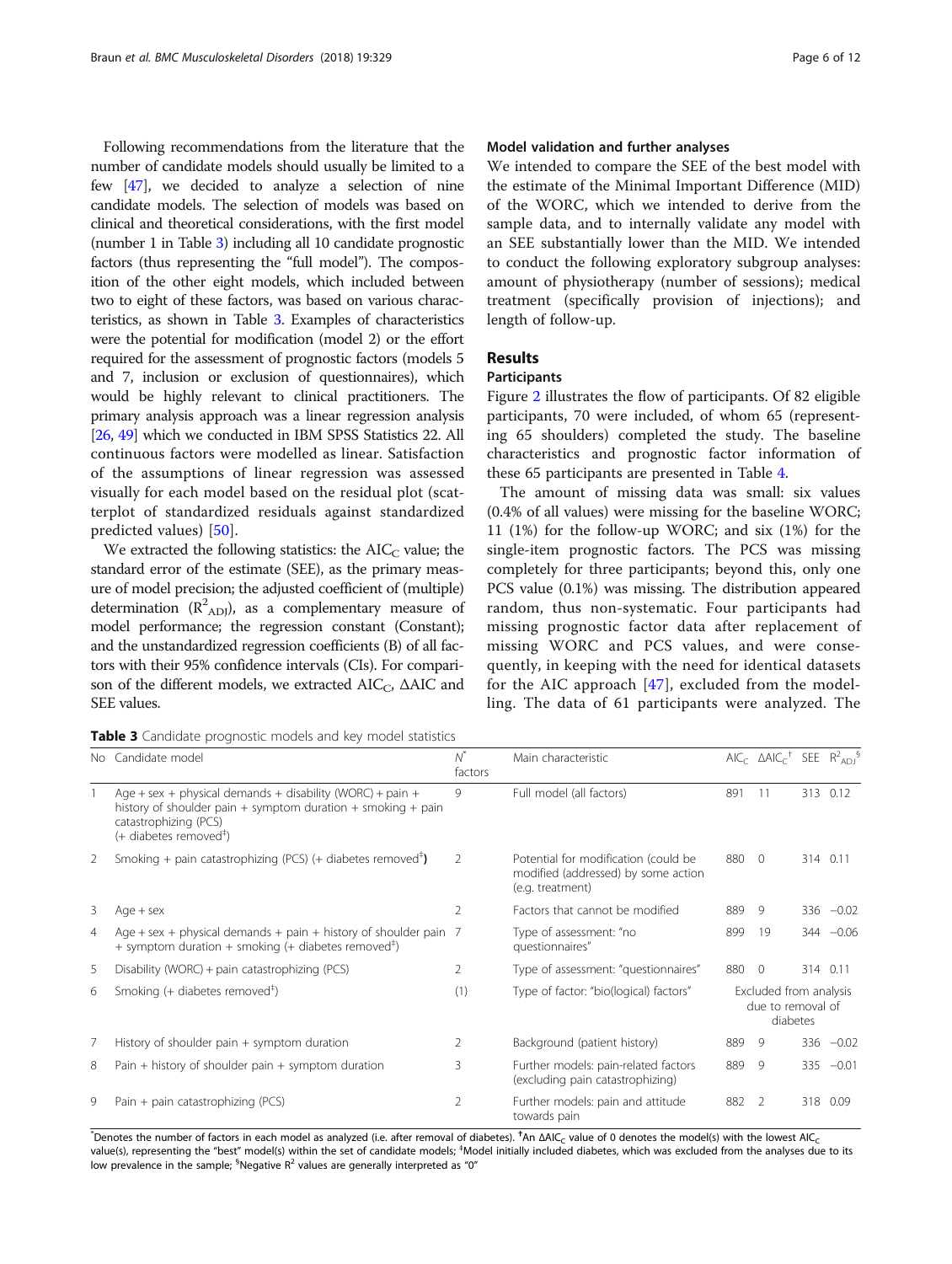Following recommendations from the literature that the number of candidate models should usually be limited to a few [47], we decided to analyze a selection of nine candidate models. The selection of models was based on clinical and theoretical considerations, with the first model (number 1 in Table 3) including all 10 candidate prognostic factors (thus representing the "full model"). The composition of the other eight models, which included between two to eight of these factors, was based on various characteristics, as shown in Table 3. Examples of characteristics were the potential for modification (model 2) or the effort required for the assessment of prognostic factors (models 5 and 7, inclusion or exclusion of questionnaires), which would be highly relevant to clinical practitioners. The primary analysis approach was a linear regression analysis [26, 49] which we conducted in IBM SPSS Statistics 22. All continuous factors were modelled as linear. Satisfaction of the assumptions of linear regression was assessed visually for each model based on the residual plot (scatterplot of standardized residuals against standardized predicted values) [50].

We extracted the following statistics: the $AIC_C$ value; the standard error of the estimate (SEE), as the primary measure of model precision; the adjusted coefficient of (multiple) determination ($R^2_{ADJ}$), as a complementary measure of model performance; the regression constant (Constant); and the unstandardized regression coefficients (B) of all factors with their 95% confidence intervals (CIs). For comparison of the different models, we extracted $AIC_C$, ΔAIC and SEE values.

### Model validation and further analyses

We intended to compare the SEE of the best model with the estimate of the Minimal Important Difference (MID) of the WORC, which we intended to derive from the sample data, and to internally validate any model with an SEE substantially lower than the MID. We intended to conduct the following exploratory subgroup analyses: amount of physiotherapy (number of sessions); medical treatment (specifically provision of injections); and length of follow-up.

## Results

### Participants

Figure 2 illustrates the flow of participants. Of 82 eligible participants, 70 were included, of whom 65 (representing 65 shoulders) completed the study. The baseline characteristics and prognostic factor information of these 65 participants are presented in Table 4.

The amount of missing data was small: six values (0.4% of all values) were missing for the baseline WORC; 11 (1%) for the follow-up WORC; and six (1%) for the single-item prognostic factors. The PCS was missing completely for three participants; beyond this, only one PCS value (0.1%) was missing. The distribution appeared random, thus non-systematic. Four participants had missing prognostic factor data after replacement of missing WORC and PCS values, and were consequently, in keeping with the need for identical datasets for the AIC approach [47], excluded from the modelling. The data of 61 participants were analyzed. The

**Table 3** Candidate prognostic models and key model statistics

| No | Candidate model | $N$* factors | Main characteristic | $AIC_C$ | $\Delta AIC_C$† | SEE | $R^2_{ADJ}$§ |
|---|---|---|---|---|---|---|---|
| 1 | Age + sex + physical demands + disability (WORC) + pain + history of shoulder pain + symptom duration + smoking + pain catastrophizing (PCS) (+ diabetes removed‡) | 9 | Full model (all factors) | 891 | 11 | 313 | 0.12 |
| 2 | Smoking + pain catastrophizing (PCS) (+ diabetes removed‡) | 2 | Potential for modification (could be modified (addressed) by some action (e.g. treatment) | 880 | 0 | 314 | 0.11 |
| 3 | Age + sex | 2 | Factors that cannot be modified | 889 | 9 | 336 | −0.02 |
| 4 | Age + sex + physical demands + pain + history of shoulder pain + symptom duration + smoking (+ diabetes removed‡) | 7 | Type of assessment: "no questionnaires" | 899 | 19 | 344 | −0.06 |
| 5 | Disability (WORC) + pain catastrophizing (PCS) | 2 | Type of assessment: "questionnaires" | 880 | 0 | 314 | 0.11 |
| 6 | Smoking (+ diabetes removed‡) | (1) | Type of factor: "bio(logical) factors" | Excluded from analysis due to removal of diabetes | | | |
| 7 | History of shoulder pain + symptom duration | 2 | Background (patient history) | 889 | 9 | 336 | −0.02 |
| 8 | Pain + history of shoulder pain + symptom duration | 3 | Further models: pain-related factors (excluding pain catastrophizing) | 889 | 9 | 335 | −0.01 |
| 9 | Pain + pain catastrophizing (PCS) | 2 | Further models: pain and attitude towards pain | 882 | 2 | 318 | 0.09 |

*Denotes the number of factors in each model as analyzed (i.e. after removal of diabetes). †An $\Delta AIC_C$ value of 0 denotes the model(s) with the lowest $AIC_C$ value(s), representing the "best" model(s) within the set of candidate models; ‡Model initially included diabetes, which was excluded from the analyses due to its low prevalence in the sample; §Negative $R^2$ values are generally interpreted as "0"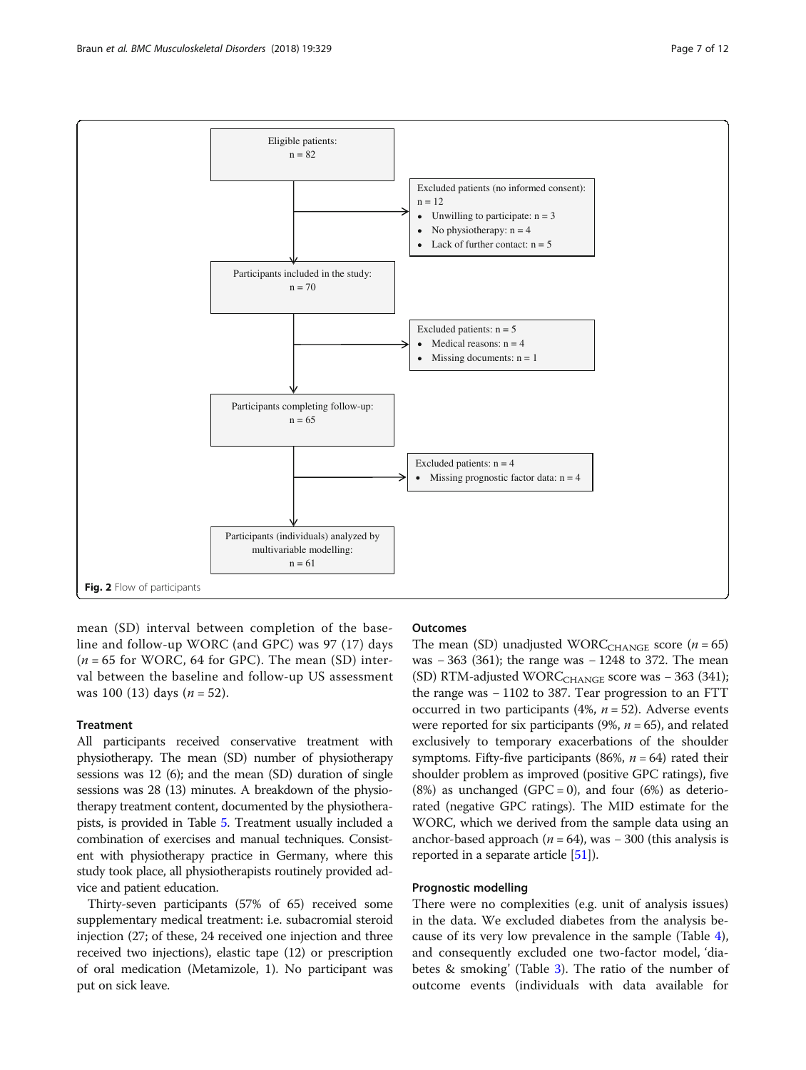Eligible patients:
n = 82

Excluded patients (no informed consent):
n = 12

- Unwilling to participate: n = 3
- No physiotherapy: n = 4
- Lack of further contact: n = 5

Participants included in the study:
n = 70

Excluded patients: n = 5

- Medical reasons: n = 4
- Missing documents: n = 1

Participants completing follow-up:
n = 65

Excluded patients: n = 4

- Missing prognostic factor data: n = 4

Participants (individuals) analyzed by multivariable modelling:
n = 61

**Fig. 2** Flow of participants

mean (SD) interval between completion of the baseline and follow-up WORC (and GPC) was 97 (17) days ($n = 65$ for WORC, 64 for GPC). The mean (SD) interval between the baseline and follow-up US assessment was 100 (13) days ($n = 52$).

### Treatment

All participants received conservative treatment with physiotherapy. The mean (SD) number of physiotherapy sessions was 12 (6); and the mean (SD) duration of single sessions was 28 (13) minutes. A breakdown of the physiotherapy treatment content, documented by the physiotherapists, is provided in Table 5. Treatment usually included a combination of exercises and manual techniques. Consistent with physiotherapy practice in Germany, where this study took place, all physiotherapists routinely provided advice and patient education.

Thirty-seven participants (57% of 65) received some supplementary medical treatment: i.e. subacromial steroid injection (27; of these, 24 received one injection and three received two injections), elastic tape (12) or prescription of oral medication (Metamizole, 1). No participant was put on sick leave.

### Outcomes

The mean (SD) unadjusted $\text{WORC}_{\text{CHANGE}}$ score ($n = 65$) was − 363 (361); the range was − 1248 to 372. The mean (SD) RTM-adjusted $\text{WORC}_{\text{CHANGE}}$ score was − 363 (341); the range was − 1102 to 387. Tear progression to an FTT occurred in two participants (4%, $n = 52$). Adverse events were reported for six participants (9%, $n = 65$), and related exclusively to temporary exacerbations of the shoulder symptoms. Fifty-five participants (86%, $n = 64$) rated their shoulder problem as improved (positive GPC ratings), five (8%) as unchanged (GPC = 0), and four (6%) as deteriorated (negative GPC ratings). The MID estimate for the WORC, which we derived from the sample data using an anchor-based approach ($n = 64$), was − 300 (this analysis is reported in a separate article [51]).

### Prognostic modelling

There were no complexities (e.g. unit of analysis issues) in the data. We excluded diabetes from the analysis because of its very low prevalence in the sample (Table 4), and consequently excluded one two-factor model, 'diabetes & smoking' (Table 3). The ratio of the number of outcome events (individuals with data available for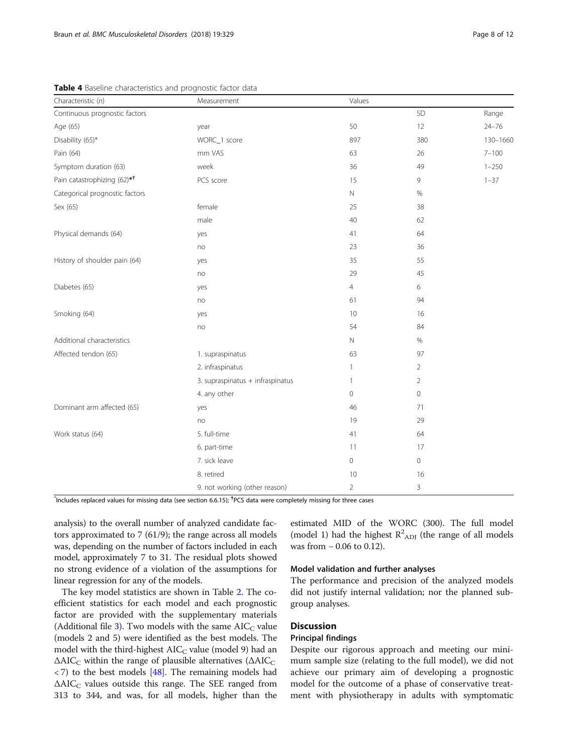**Table 4** Baseline characteristics and prognostic factor data

| Characteristic (*n*) | Measurement | Values | | |
|---|---|---|---|---|
| Continuous prognostic factors | | | SD | Range |
| Age (65) | year | 50 | 12 | 24–76 |
| Disability (65)* | WORC_1 score | 897 | 380 | 130–1660 |
| Pain (64) | mm VAS | 63 | 26 | 7–100 |
| Symptom duration (63) | week | 36 | 49 | 1–250 |
| Pain catastrophizing (62)*† | PCS score | 15 | 9 | 1–37 |
| Categorical prognostic factors | | N | % | |
| Sex (65) | female | 25 | 38 | |
| | male | 40 | 62 | |
| Physical demands (64) | yes | 41 | 64 | |
| | no | 23 | 36 | |
| History of shoulder pain (64) | yes | 35 | 55 | |
| | no | 29 | 45 | |
| Diabetes (65) | yes | 4 | 6 | |
| | no | 61 | 94 | |
| Smoking (64) | yes | 10 | 16 | |
| | no | 54 | 84 | |
| Additional characteristics | | N | % | |
| Affected tendon (65) | 1. supraspinatus | 63 | 97 | |
| | 2. infraspinatus | 1 | 2 | |
| | 3. supraspinatus + infraspinatus | 1 | 2 | |
| | 4. any other | 0 | 0 | |
| Dominant arm affected (65) | yes | 46 | 71 | |
| | no | 19 | 29 | |
| Work status (64) | 5. full-time | 41 | 64 | |
| | 6. part-time | 11 | 17 | |
| | 7. sick leave | 0 | 0 | |
| | 8. retired | 10 | 16 | |
| | 9. not working (other reason) | 2 | 3 | |

*Includes replaced values for missing data (see section 6.6.15); †PCS data were completely missing for three cases

analysis) to the overall number of analyzed candidate factors approximated to 7 (61/9); the range across all models was, depending on the number of factors included in each model, approximately 7 to 31. The residual plots showed no strong evidence of a violation of the assumptions for linear regression for any of the models.

The key model statistics are shown in Table 2. The coefficient statistics for each model and each prognostic factor are provided with the supplementary materials (Additional file 3). Two models with the same $AIC_C$ value (models 2 and 5) were identified as the best models. The model with the third-highest $AIC_C$ value (model 9) had an $\Delta AIC_C$ within the range of plausible alternatives ($\Delta AIC_C < 7$) to the best models [48]. The remaining models had $\Delta AIC_C$ values outside this range. The SEE ranged from 313 to 344, and was, for all models, higher than the estimated MID of the WORC (300). The full model (model 1) had the highest $R^2_{ADJ}$ (the range of all models was from − 0.06 to 0.12).

### Model validation and further analyses

The performance and precision of the analyzed models did not justify internal validation; nor the planned subgroup analyses.

## Discussion

### Principal findings

Despite our rigorous approach and meeting our minimum sample size (relating to the full model), we did not achieve our primary aim of developing a prognostic model for the outcome of a phase of conservative treatment with physiotherapy in adults with symptomatic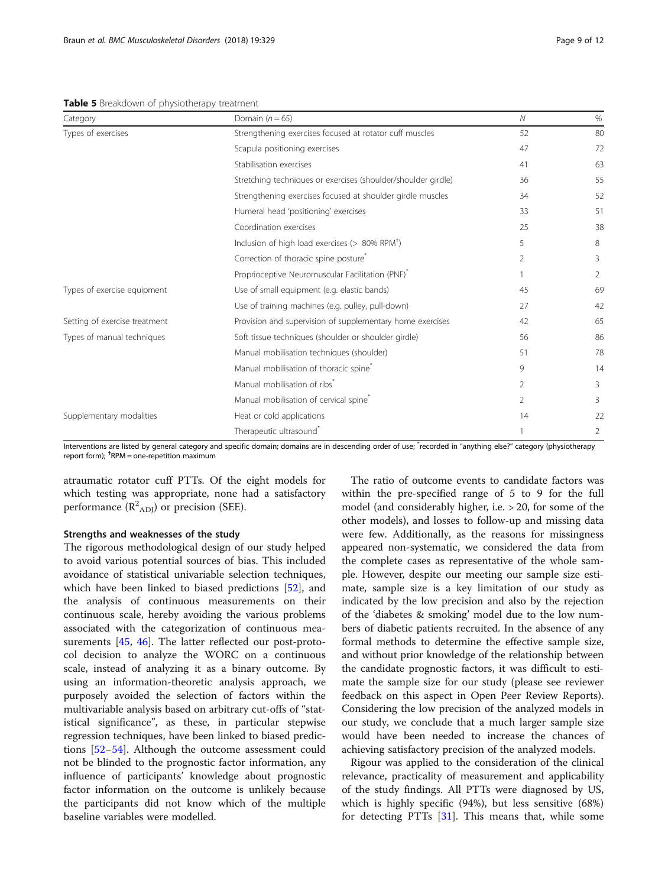**Table 5** Breakdown of physiotherapy treatment

| Category | Domain ($n = 65$) | N | % |
|---|---|---|---|
| Types of exercises | Strengthening exercises focused at rotator cuff muscles | 52 | 80 |
| | Scapula positioning exercises | 47 | 72 |
| | Stabilisation exercises | 41 | 63 |
| | Stretching techniques or exercises (shoulder/shoulder girdle) | 36 | 55 |
| | Strengthening exercises focused at shoulder girdle muscles | 34 | 52 |
| | Humeral head 'positioning' exercises | 33 | 51 |
| | Coordination exercises | 25 | 38 |
| | Inclusion of high load exercises (> 80% RPM[†]) | 5 | 8 |
| | Correction of thoracic spine posture[*] | 2 | 3 |
| | Proprioceptive Neuromuscular Facilitation (PNF)[*] | 1 | 2 |
| Types of exercise equipment | Use of small equipment (e.g. elastic bands) | 45 | 69 |
| | Use of training machines (e.g. pulley, pull-down) | 27 | 42 |
| Setting of exercise treatment | Provision and supervision of supplementary home exercises | 42 | 65 |
| Types of manual techniques | Soft tissue techniques (shoulder or shoulder girdle) | 56 | 86 |
| | Manual mobilisation techniques (shoulder) | 51 | 78 |
| | Manual mobilisation of thoracic spine[*] | 9 | 14 |
| | Manual mobilisation of ribs[*] | 2 | 3 |
| | Manual mobilisation of cervical spine[*] | 2 | 3 |
| Supplementary modalities | Heat or cold applications | 14 | 22 |
| | Therapeutic ultrasound[*] | 1 | 2 |

Interventions are listed by general category and specific domain; domains are in descending order of use; [*]recorded in "anything else?" category (physiotherapy report form); [†]RPM = one-repetition maximum

atraumatic rotator cuff PTTs. Of the eight models for which testing was appropriate, none had a satisfactory performance ($R^2_{ADJ}$) or precision (SEE).

### Strengths and weaknesses of the study

The rigorous methodological design of our study helped to avoid various potential sources of bias. This included avoidance of statistical univariable selection techniques, which have been linked to biased predictions [52], and the analysis of continuous measurements on their continuous scale, hereby avoiding the various problems associated with the categorization of continuous measurements [45, 46]. The latter reflected our post-protocol decision to analyze the WORC on a continuous scale, instead of analyzing it as a binary outcome. By using an information-theoretic analysis approach, we purposely avoided the selection of factors within the multivariable analysis based on arbitrary cut-offs of "statistical significance", as these, in particular stepwise regression techniques, have been linked to biased predictions [52–54]. Although the outcome assessment could not be blinded to the prognostic factor information, any influence of participants' knowledge about prognostic factor information on the outcome is unlikely because the participants did not know which of the multiple baseline variables were modelled.

The ratio of outcome events to candidate factors was within the pre-specified range of 5 to 9 for the full model (and considerably higher, i.e. > 20, for some of the other models), and losses to follow-up and missing data were few. Additionally, as the reasons for missingness appeared non-systematic, we considered the data from the complete cases as representative of the whole sample. However, despite our meeting our sample size estimate, sample size is a key limitation of our study as indicated by the low precision and also by the rejection of the 'diabetes & smoking' model due to the low numbers of diabetic patients recruited. In the absence of any formal methods to determine the effective sample size, and without prior knowledge of the relationship between the candidate prognostic factors, it was difficult to estimate the sample size for our study (please see reviewer feedback on this aspect in Open Peer Review Reports). Considering the low precision of the analyzed models in our study, we conclude that a much larger sample size would have been needed to increase the chances of achieving satisfactory precision of the analyzed models.

Rigour was applied to the consideration of the clinical relevance, practicality of measurement and applicability of the study findings. All PTTs were diagnosed by US, which is highly specific (94%), but less sensitive (68%) for detecting PTTs [31]. This means that, while some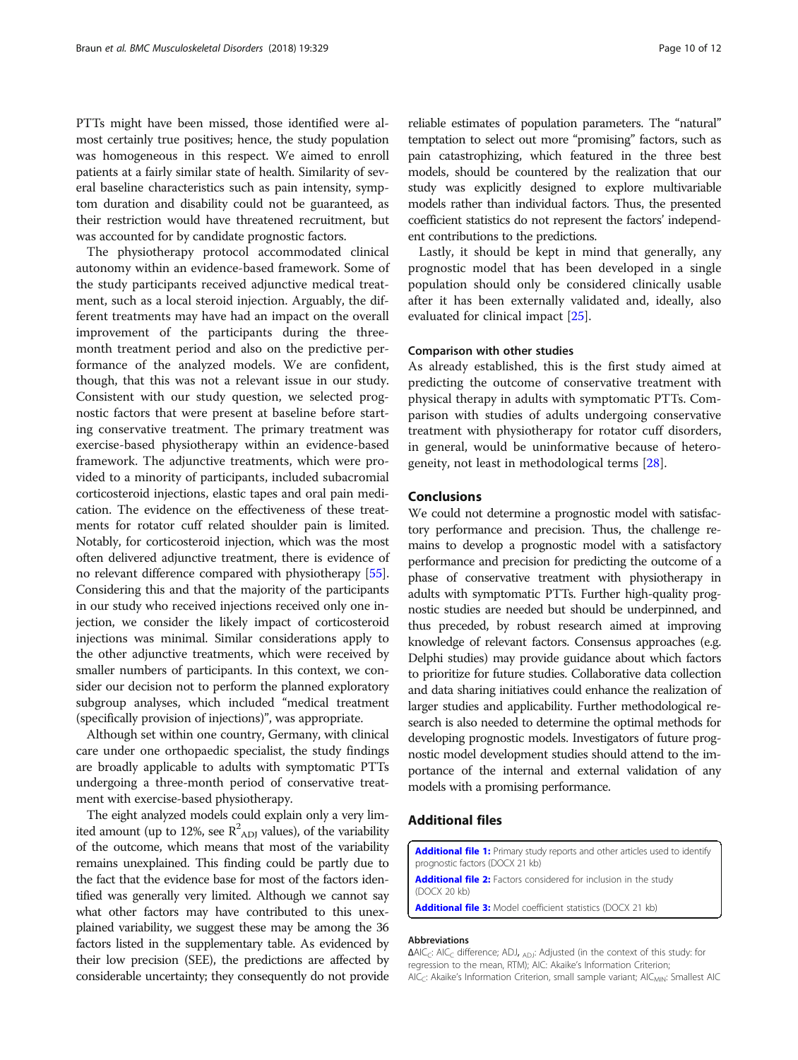PTTs might have been missed, those identified were almost certainly true positives; hence, the study population was homogeneous in this respect. We aimed to enroll patients at a fairly similar state of health. Similarity of several baseline characteristics such as pain intensity, symptom duration and disability could not be guaranteed, as their restriction would have threatened recruitment, but was accounted for by candidate prognostic factors.

The physiotherapy protocol accommodated clinical autonomy within an evidence-based framework. Some of the study participants received adjunctive medical treatment, such as a local steroid injection. Arguably, the different treatments may have had an impact on the overall improvement of the participants during the three-month treatment period and also on the predictive performance of the analyzed models. We are confident, though, that this was not a relevant issue in our study. Consistent with our study question, we selected prognostic factors that were present at baseline before starting conservative treatment. The primary treatment was exercise-based physiotherapy within an evidence-based framework. The adjunctive treatments, which were provided to a minority of participants, included subacromial corticosteroid injections, elastic tapes and oral pain medication. The evidence on the effectiveness of these treatments for rotator cuff related shoulder pain is limited. Notably, for corticosteroid injection, which was the most often delivered adjunctive treatment, there is evidence of no relevant difference compared with physiotherapy [55]. Considering this and that the majority of the participants in our study who received injections received only one injection, we consider the likely impact of corticosteroid injections was minimal. Similar considerations apply to the other adjunctive treatments, which were received by smaller numbers of participants. In this context, we consider our decision not to perform the planned exploratory subgroup analyses, which included "medical treatment (specifically provision of injections)", was appropriate.

Although set within one country, Germany, with clinical care under one orthopaedic specialist, the study findings are broadly applicable to adults with symptomatic PTTs undergoing a three-month period of conservative treatment with exercise-based physiotherapy.

The eight analyzed models could explain only a very limited amount (up to 12%, see $R^2_{ADJ}$ values), of the variability of the outcome, which means that most of the variability remains unexplained. This finding could be partly due to the fact that the evidence base for most of the factors identified was generally very limited. Although we cannot say what other factors may have contributed to this unexplained variability, we suggest these may be among the 36 factors listed in the supplementary table. As evidenced by their low precision (SEE), the predictions are affected by considerable uncertainty; they consequently do not provide reliable estimates of population parameters. The "natural" temptation to select out more "promising" factors, such as pain catastrophizing, which featured in the three best models, should be countered by the realization that our study was explicitly designed to explore multivariable models rather than individual factors. Thus, the presented coefficient statistics do not represent the factors' independent contributions to the predictions.

Lastly, it should be kept in mind that generally, any prognostic model that has been developed in a single population should only be considered clinically usable after it has been externally validated and, ideally, also evaluated for clinical impact [25].

### Comparison with other studies

As already established, this is the first study aimed at predicting the outcome of conservative treatment with physical therapy in adults with symptomatic PTTs. Comparison with studies of adults undergoing conservative treatment with physiotherapy for rotator cuff disorders, in general, would be uninformative because of heterogeneity, not least in methodological terms [28].

## Conclusions

We could not determine a prognostic model with satisfactory performance and precision. Thus, the challenge remains to develop a prognostic model with a satisfactory performance and precision for predicting the outcome of a phase of conservative treatment with physiotherapy in adults with symptomatic PTTs. Further high-quality prognostic studies are needed but should be underpinned, and thus preceded, by robust research aimed at improving knowledge of relevant factors. Consensus approaches (e.g. Delphi studies) may provide guidance about which factors to prioritize for future studies. Collaborative data collection and data sharing initiatives could enhance the realization of larger studies and applicability. Further methodological research is also needed to determine the optimal methods for developing prognostic models. Investigators of future prognostic model development studies should attend to the importance of the internal and external validation of any models with a promising performance.

## Additional files

**Additional file 1:** Primary study reports and other articles used to identify prognostic factors (DOCX 21 kb)

**Additional file 2:** Factors considered for inclusion in the study (DOCX 20 kb)

**Additional file 3:** Model coefficient statistics (DOCX 21 kb)

#### Abbreviations

$\Delta AIC_C$: $AIC_C$ difference; ADJ, $_{ADJ}$: Adjusted (in the context of this study: for regression to the mean, RTM); AIC: Akaike's Information Criterion; $AIC_C$: Akaike's Information Criterion, small sample variant; $AIC_{MIN}$: Smallest AIC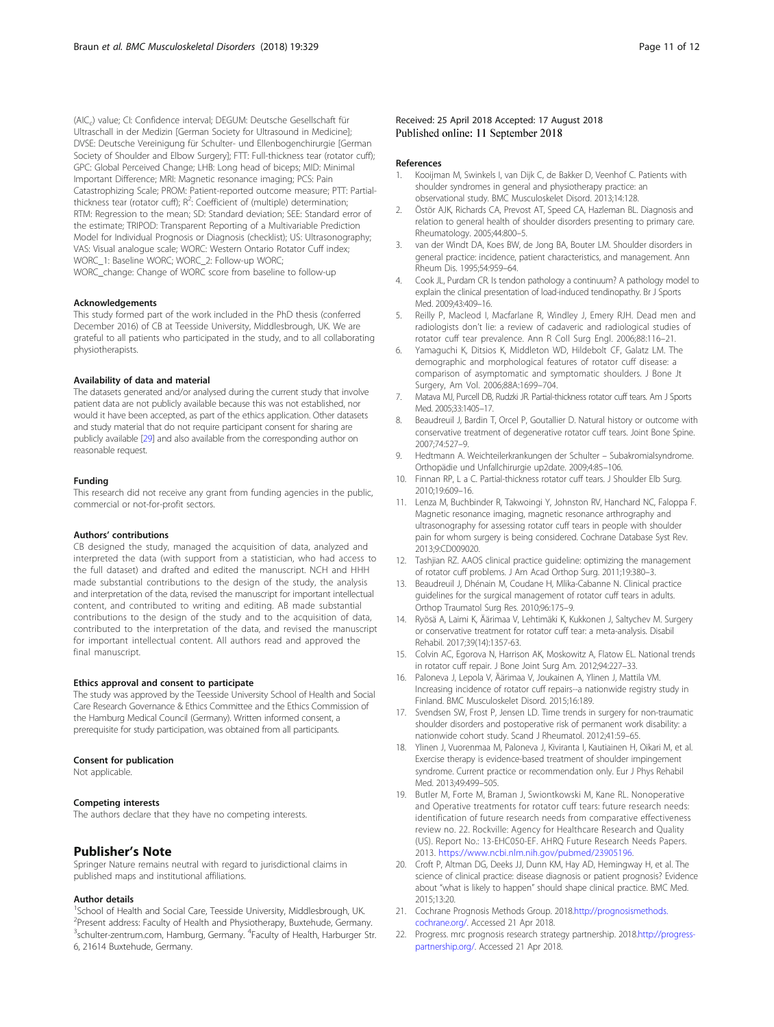($AIC_c$) value; CI: Confidence interval; DEGUM: Deutsche Gesellschaft für Ultraschall in der Medizin [German Society for Ultrasound in Medicine]; DVSE: Deutsche Vereinigung für Schulter- und Ellenbogenchirurgie [German Society of Shoulder and Elbow Surgery]; FTT: Full-thickness tear (rotator cuff); GPC: Global Perceived Change; LHB: Long head of biceps; MID: Minimal Important Difference; MRI: Magnetic resonance imaging; PCS: Pain Catastrophizing Scale; PROM: Patient-reported outcome measure; PTT: Partial-thickness tear (rotator cuff); $R^2$: Coefficient of (multiple) determination; RTM: Regression to the mean; SD: Standard deviation; SEE: Standard error of the estimate; TRIPOD: Transparent Reporting of a Multivariable Prediction Model for Individual Prognosis or Diagnosis (checklist); US: Ultrasonography; VAS: Visual analogue scale; WORC: Western Ontario Rotator Cuff index; WORC_1: Baseline WORC; WORC_2: Follow-up WORC; WORC_change: Change of WORC score from baseline to follow-up

### Acknowledgements

This study formed part of the work included in the PhD thesis (conferred December 2016) of CB at Teesside University, Middlesbrough, UK. We are grateful to all patients who participated in the study, and to all collaborating physiotherapists.

### Availability of data and material

The datasets generated and/or analysed during the current study that involve patient data are not publicly available because this was not established, nor would it have been accepted, as part of the ethics application. Other datasets and study material that do not require participant consent for sharing are publicly available [29] and also available from the corresponding author on reasonable request.

### Funding

This research did not receive any grant from funding agencies in the public, commercial or not-for-profit sectors.

### Authors' contributions

CB designed the study, managed the acquisition of data, analyzed and interpreted the data (with support from a statistician, who had access to the full dataset) and drafted and edited the manuscript. NCH and HHH made substantial contributions to the design of the study, the analysis and interpretation of the data, revised the manuscript for important intellectual content, and contributed to writing and editing. AB made substantial contributions to the design of the study and to the acquisition of data, contributed to the interpretation of the data, and revised the manuscript for important intellectual content. All authors read and approved the final manuscript.

### Ethics approval and consent to participate

The study was approved by the Teesside University School of Health and Social Care Research Governance & Ethics Committee and the Ethics Commission of the Hamburg Medical Council (Germany). Written informed consent, a prerequisite for study participation, was obtained from all participants.

### Consent for publication

Not applicable.

### Competing interests

The authors declare that they have no competing interests.

## Publisher's Note

Springer Nature remains neutral with regard to jurisdictional claims in published maps and institutional affiliations.

### Author details

[1]School of Health and Social Care, Teesside University, Middlesbrough, UK. [2]Present address: Faculty of Health and Physiotherapy, Buxtehude, Germany. [3]schulter-zentrum.com, Hamburg, Germany. [4]Faculty of Health, Harburger Str. 6, 21614 Buxtehude, Germany.

Received: 25 April 2018 Accepted: 17 August 2018
Published online: 11 September 2018

### References

1. Kooijman M, Swinkels I, van Dijk C, de Bakker D, Veenhof C. Patients with shoulder syndromes in general and physiotherapy practice: an observational study. BMC Musculoskelet Disord. 2013;14:128.
2. Östör AJK, Richards CA, Prevost AT, Speed CA, Hazleman BL. Diagnosis and relation to general health of shoulder disorders presenting to primary care. Rheumatology. 2005;44:800–5.
3. van der Windt DA, Koes BW, de Jong BA, Bouter LM. Shoulder disorders in general practice: incidence, patient characteristics, and management. Ann Rheum Dis. 1995;54:959–64.
4. Cook JL, Purdam CR. Is tendon pathology a continuum? A pathology model to explain the clinical presentation of load-induced tendinopathy. Br J Sports Med. 2009;43:409–16.
5. Reilly P, Macleod I, Macfarlane R, Windley J, Emery RJH. Dead men and radiologists don't lie: a review of cadaveric and radiological studies of rotator cuff tear prevalence. Ann R Coll Surg Engl. 2006;88:116–21.
6. Yamaguchi K, Ditsios K, Middleton WD, Hildebolt CF, Galatz LM. The demographic and morphological features of rotator cuff disease: a comparison of asymptomatic and symptomatic shoulders. J Bone Jt Surgery, Am Vol. 2006;88A:1699–704.
7. Matava MJ, Purcell DB, Rudzki JR. Partial-thickness rotator cuff tears. Am J Sports Med. 2005;33:1405–17.
8. Beaudreuil J, Bardin T, Orcel P, Goutallier D. Natural history or outcome with conservative treatment of degenerative rotator cuff tears. Joint Bone Spine. 2007;74:527–9.
9. Hedtmann A. Weichteilerkrankungen der Schulter – Subakromialsyndrome. Orthopädie und Unfallchirurgie up2date. 2009;4:85–106.
10. Finnan RP, L a C. Partial-thickness rotator cuff tears. J Shoulder Elb Surg. 2010;19:609–16.
11. Lenza M, Buchbinder R, Takwoingi Y, Johnston RV, Hanchard NC, Faloppa F. Magnetic resonance imaging, magnetic resonance arthrography and ultrasonography for assessing rotator cuff tears in people with shoulder pain for whom surgery is being considered. Cochrane Database Syst Rev. 2013;9:CD009020.
12. Tashjian RZ. AAOS clinical practice guideline: optimizing the management of rotator cuff problems. J Am Acad Orthop Surg. 2011;19:380–3.
13. Beaudreuil J, Dhénain M, Coudane H, Mlika-Cabanne N. Clinical practice guidelines for the surgical management of rotator cuff tears in adults. Orthop Traumatol Surg Res. 2010;96:175–9.
14. Ryösä A, Laimi K, Äärimaa V, Lehtimäki K, Kukkonen J, Saltychev M. Surgery or conservative treatment for rotator cuff tear: a meta-analysis. Disabil Rehabil. 2017;39(14):1357-63.
15. Colvin AC, Egorova N, Harrison AK, Moskowitz A, Flatow EL. National trends in rotator cuff repair. J Bone Joint Surg Am. 2012;94:227–33.
16. Paloneva J, Lepola V, Äärimaa V, Joukainen A, Ylinen J, Mattila VM. Increasing incidence of rotator cuff repairs--a nationwide registry study in Finland. BMC Musculoskelet Disord. 2015;16:189.
17. Svendsen SW, Frost P, Jensen LD. Time trends in surgery for non-traumatic shoulder disorders and postoperative risk of permanent work disability: a nationwide cohort study. Scand J Rheumatol. 2012;41:59–65.
18. Ylinen J, Vuorenmaa M, Paloneva J, Kiviranta I, Kautiainen H, Oikari M, et al. Exercise therapy is evidence-based treatment of shoulder impingement syndrome. Current practice or recommendation only. Eur J Phys Rehabil Med. 2013;49:499–505.
19. Butler M, Forte M, Braman J, Swiontkowski M, Kane RL. Nonoperative and Operative treatments for rotator cuff tears: future research needs: identification of future research needs from comparative effectiveness review no. 22. Rockville: Agency for Healthcare Research and Quality (US). Report No.: 13-EHC050-EF. AHRQ Future Research Needs Papers. 2013. https://www.ncbi.nlm.nih.gov/pubmed/23905196.
20. Croft P, Altman DG, Deeks JJ, Dunn KM, Hay AD, Hemingway H, et al. The science of clinical practice: disease diagnosis or patient prognosis? Evidence about "what is likely to happen" should shape clinical practice. BMC Med. 2015;13:20.
21. Cochrane Prognosis Methods Group. 2018.http://prognosismethods.cochrane.org/. Accessed 21 Apr 2018.
22. Progress. mrc prognosis research strategy partnership. 2018.http://progress-partnership.org/. Accessed 21 Apr 2018.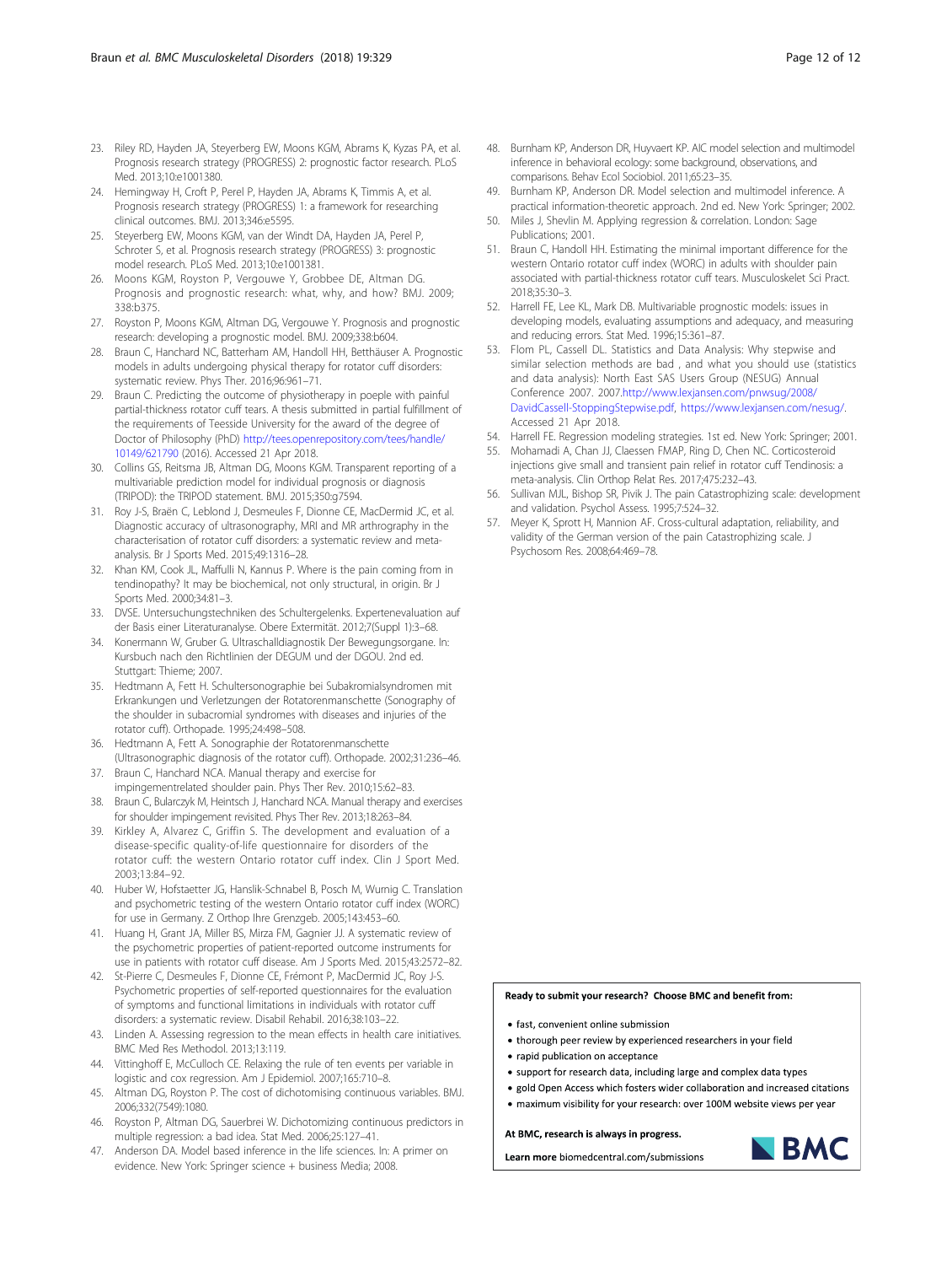23. Riley RD, Hayden JA, Steyerberg EW, Moons KGM, Abrams K, Kyzas PA, et al. Prognosis research strategy (PROGRESS) 2: prognostic factor research. PLoS Med. 2013;10:e1001380.
24. Hemingway H, Croft P, Perel P, Hayden JA, Abrams K, Timmis A, et al. Prognosis research strategy (PROGRESS) 1: a framework for researching clinical outcomes. BMJ. 2013;346:e5595.
25. Steyerberg EW, Moons KGM, van der Windt DA, Hayden JA, Perel P, Schroter S, et al. Prognosis research strategy (PROGRESS) 3: prognostic model research. PLoS Med. 2013;10:e1001381.
26. Moons KGM, Royston P, Vergouwe Y, Grobbee DE, Altman DG. Prognosis and prognostic research: what, why, and how? BMJ. 2009; 338:b375.
27. Royston P, Moons KGM, Altman DG, Vergouwe Y. Prognosis and prognostic research: developing a prognostic model. BMJ. 2009;338:b604.
28. Braun C, Hanchard NC, Batterham AM, Handoll HH, Betthäuser A. Prognostic models in adults undergoing physical therapy for rotator cuff disorders: systematic review. Phys Ther. 2016;96:961–71.
29. Braun C. Predicting the outcome of physiotherapy in poeple with painful partial-thickness rotator cuff tears. A thesis submitted in partial fulfillment of the requirements of Teesside University for the award of the degree of Doctor of Philosophy (PhD) http://tees.openrepository.com/tees/handle/10149/621790 (2016). Accessed 21 Apr 2018.
30. Collins GS, Reitsma JB, Altman DG, Moons KGM. Transparent reporting of a multivariable prediction model for individual prognosis or diagnosis (TRIPOD): the TRIPOD statement. BMJ. 2015;350:g7594.
31. Roy J-S, Braën C, Leblond J, Desmeules F, Dionne CE, MacDermid JC, et al. Diagnostic accuracy of ultrasonography, MRI and MR arthrography in the characterisation of rotator cuff disorders: a systematic review and meta-analysis. Br J Sports Med. 2015;49:1316–28.
32. Khan KM, Cook JL, Maffulli N, Kannus P. Where is the pain coming from in tendinopathy? It may be biochemical, not only structural, in origin. Br J Sports Med. 2000;34:81–3.
33. DVSE. Untersuchungstechniken des Schultergelenks. Expertenevaluation auf der Basis einer Literaturanalyse. Obere Extermität. 2012;7(Suppl 1):3–68.
34. Konermann W, Gruber G. Ultraschalldiagnostik Der Bewegungsorgane. In: Kursbuch nach den Richtlinien der DEGUM und der DGOU. 2nd ed. Stuttgart: Thieme; 2007.
35. Hedtmann A, Fett H. Schultersonographie bei Subakromialsyndromen mit Erkrankungen und Verletzungen der Rotatorenmanschette (Sonography of the shoulder in subacromial syndromes with diseases and injuries of the rotator cuff). Orthopade. 1995;24:498–508.
36. Hedtmann A, Fett A. Sonographie der Rotatorenmanschette (Ultrasonographic diagnosis of the rotator cuff). Orthopade. 2002;31:236–46.
37. Braun C, Hanchard NCA. Manual therapy and exercise for impingementrelated shoulder pain. Phys Ther Rev. 2010;15:62–83.
38. Braun C, Bularczyk M, Heintsch J, Hanchard NCA. Manual therapy and exercises for shoulder impingement revisited. Phys Ther Rev. 2013;18:263–84.
39. Kirkley A, Alvarez C, Griffin S. The development and evaluation of a disease-specific quality-of-life questionnaire for disorders of the rotator cuff: the western Ontario rotator cuff index. Clin J Sport Med. 2003;13:84–92.
40. Huber W, Hofstaetter JG, Hanslik-Schnabel B, Posch M, Wurnig C. Translation and psychometric testing of the western Ontario rotator cuff index (WORC) for use in Germany. Z Orthop Ihre Grenzgeb. 2005;143:453–60.
41. Huang H, Grant JA, Miller BS, Mirza FM, Gagnier JJ. A systematic review of the psychometric properties of patient-reported outcome instruments for use in patients with rotator cuff disease. Am J Sports Med. 2015;43:2572–82.
42. St-Pierre C, Desmeules F, Dionne CE, Frémont P, MacDermid JC, Roy J-S. Psychometric properties of self-reported questionnaires for the evaluation of symptoms and functional limitations in individuals with rotator cuff disorders: a systematic review. Disabil Rehabil. 2016;38:103–22.
43. Linden A. Assessing regression to the mean effects in health care initiatives. BMC Med Res Methodol. 2013;13:119.
44. Vittinghoff E, McCulloch CE. Relaxing the rule of ten events per variable in logistic and cox regression. Am J Epidemiol. 2007;165:710–8.
45. Altman DG, Royston P. The cost of dichotomising continuous variables. BMJ. 2006;332(7549):1080.
46. Royston P, Altman DG, Sauerbrei W. Dichotomizing continuous predictors in multiple regression: a bad idea. Stat Med. 2006;25:127–41.
47. Anderson DA. Model based inference in the life sciences. In: A primer on evidence. New York: Springer science + business Media; 2008.
48. Burnham KP, Anderson DR, Huyvaert KP. AIC model selection and multimodel inference in behavioral ecology: some background, observations, and comparisons. Behav Ecol Sociobiol. 2011;65:23–35.
49. Burnham KP, Anderson DR. Model selection and multimodel inference. A practical information-theoretic approach. 2nd ed. New York: Springer; 2002.
50. Miles J, Shevlin M. Applying regression & correlation. London: Sage Publications; 2001.
51. Braun C, Handoll HH. Estimating the minimal important difference for the western Ontario rotator cuff index (WORC) in adults with shoulder pain associated with partial-thickness rotator cuff tears. Musculoskelet Sci Pract. 2018;35:30–3.
52. Harrell FE, Lee KL, Mark DB. Multivariable prognostic models: issues in developing models, evaluating assumptions and adequacy, and measuring and reducing errors. Stat Med. 1996;15:361–87.
53. Flom PL, Cassell DL. Statistics and Data Analysis: Why stepwise and similar selection methods are bad , and what you should use (statistics and data analysis): North East SAS Users Group (NESUG) Annual Conference 2007. 2007.http://www.lexjansen.com/pnwsug/2008/DavidCassell-StoppingStepwise.pdf, https://www.lexjansen.com/nesug/. Accessed 21 Apr 2018.
54. Harrell FE. Regression modeling strategies. 1st ed. New York: Springer; 2001.
55. Mohamadi A, Chan JJ, Claessen FMAP, Ring D, Chen NC. Corticosteroid injections give small and transient pain relief in rotator cuff Tendinosis: a meta-analysis. Clin Orthop Relat Res. 2017;475:232–43.
56. Sullivan MJL, Bishop SR, Pivik J. The pain Catastrophizing scale: development and validation. Psychol Assess. 1995;7:524–32.
57. Meyer K, Sprott H, Mannion AF. Cross-cultural adaptation, reliability, and validity of the German version of the pain Catastrophizing scale. J Psychosom Res. 2008;64:469–78.

**Ready to submit your research? Choose BMC and benefit from:**

- fast, convenient online submission
- thorough peer review by experienced researchers in your field
- rapid publication on acceptance
- support for research data, including large and complex data types
- gold Open Access which fosters wider collaboration and increased citations
- maximum visibility for your research: over 100M website views per year

**At BMC, research is always in progress.**

**Learn more** biomedcentral.com/submissions

BMC